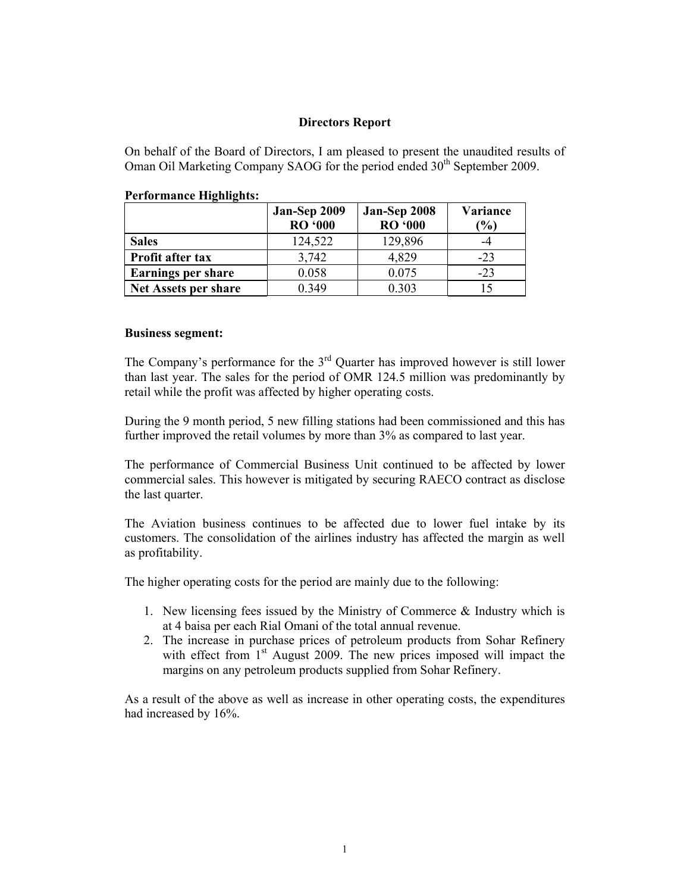# Directors Report

On behalf of the Board of Directors, I am pleased to present the unaudited results of Oman Oil Marketing Company SAOG for the period ended 30th September 2009.

**Performance Highlights:**

| | Jan-Sep 2009 RO '000 | Jan-Sep 2008 RO '000 | Variance (%) |
|---|---|---|---|
| **Sales** | 124,522 | 129,896 | -4 |
| **Profit after tax** | 3,742 | 4,829 | -23 |
| **Earnings per share** | 0.058 | 0.075 | -23 |
| **Net Assets per share** | 0.349 | 0.303 | 15 |

**Business segment:**

The Company's performance for the 3rd Quarter has improved however is still lower than last year. The sales for the period of OMR 124.5 million was predominantly by retail while the profit was affected by higher operating costs.

During the 9 month period, 5 new filling stations had been commissioned and this has further improved the retail volumes by more than 3% as compared to last year.

The performance of Commercial Business Unit continued to be affected by lower commercial sales. This however is mitigated by securing RAECO contract as disclose the last quarter.

The Aviation business continues to be affected due to lower fuel intake by its customers. The consolidation of the airlines industry has affected the margin as well as profitability.

The higher operating costs for the period are mainly due to the following:

1. New licensing fees issued by the Ministry of Commerce & Industry which is at 4 baisa per each Rial Omani of the total annual revenue.
2. The increase in purchase prices of petroleum products from Sohar Refinery with effect from 1st August 2009. The new prices imposed will impact the margins on any petroleum products supplied from Sohar Refinery.

As a result of the above as well as increase in other operating costs, the expenditures had increased by 16%.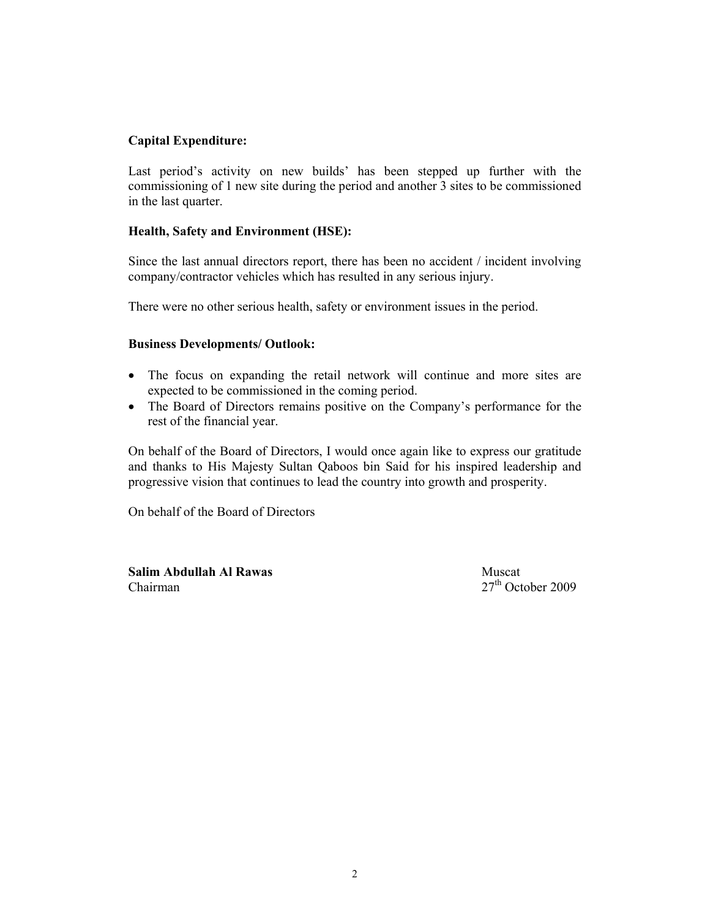**Capital Expenditure:**

Last period's activity on new builds' has been stepped up further with the commissioning of 1 new site during the period and another 3 sites to be commissioned in the last quarter.

**Health, Safety and Environment (HSE):**

Since the last annual directors report, there has been no accident / incident involving company/contractor vehicles which has resulted in any serious injury.

There were no other serious health, safety or environment issues in the period.

**Business Developments/ Outlook:**

- The focus on expanding the retail network will continue and more sites are expected to be commissioned in the coming period.
- The Board of Directors remains positive on the Company's performance for the rest of the financial year.

On behalf of the Board of Directors, I would once again like to express our gratitude and thanks to His Majesty Sultan Qaboos bin Said for his inspired leadership and progressive vision that continues to lead the country into growth and prosperity.

On behalf of the Board of Directors

**Salim Abdullah Al Rawas**
Chairman

Muscat
27th October 2009